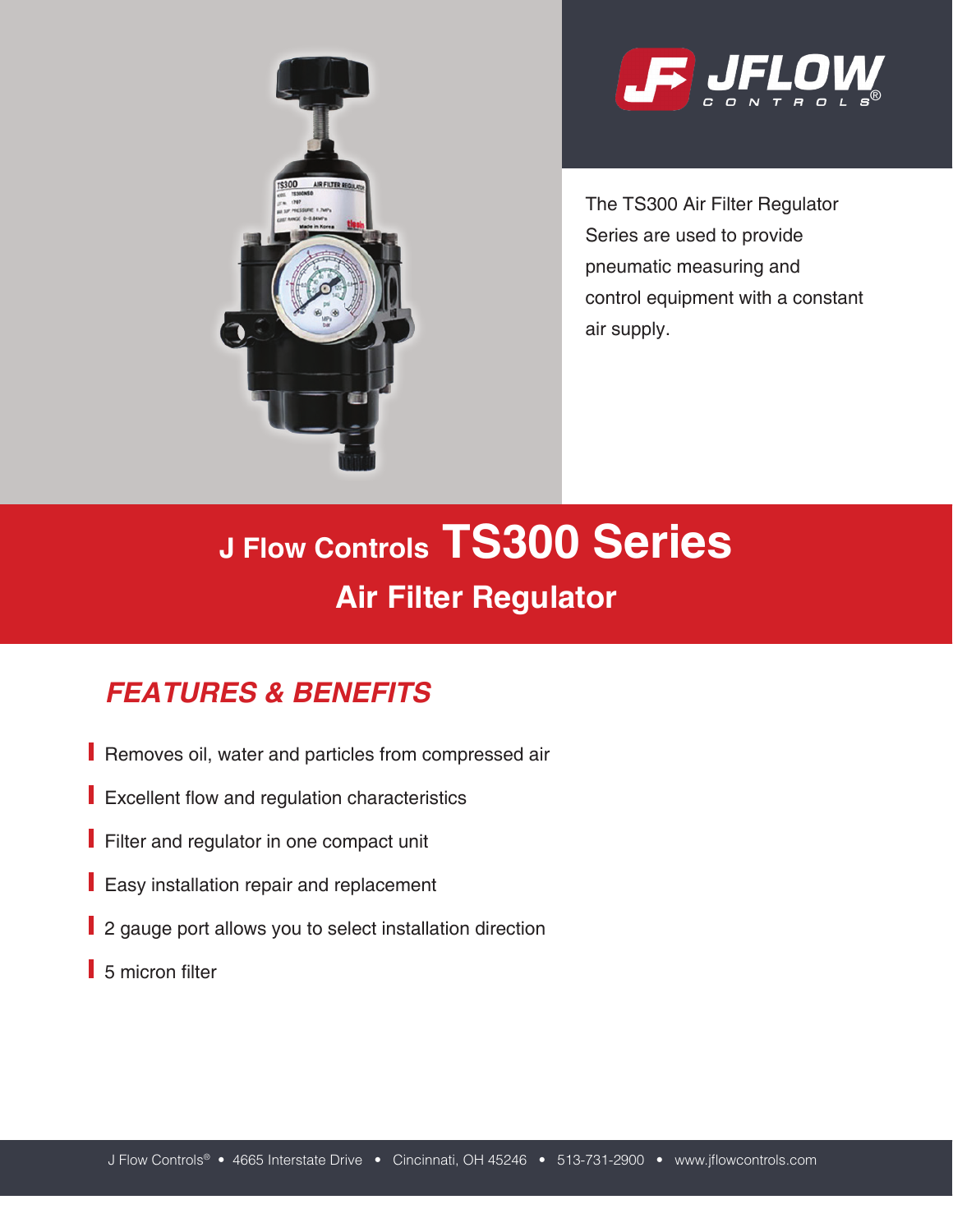# J Flow Controls TS300 Series

## Air Filter Regulator

The TS300 Air Filter Regulator Series are used to provide pneumatic measuring and control equipment with a constant air supply.

## FEATURES & BENEFITS

- Removes oil, water and particles from compressed air
- Excellent flow and regulation characteristics
- Filter and regulator in one compact unit
- Easy installation repair and replacement
- 2 gauge port allows you to select installation direction
- 5 micron filter

J Flow Controls® • 4665 Interstate Drive • Cincinnati, OH 45246 • 513-731-2900 • www.jflowcontrols.com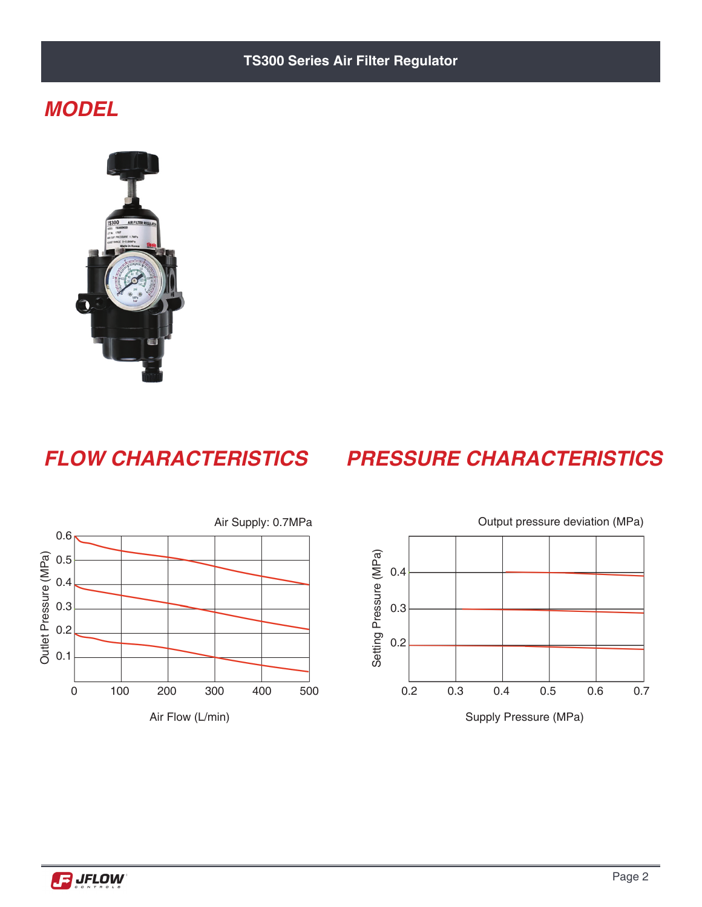## MODEL

## FLOW CHARACTERISTICS

Air Supply: 0.7MPa

Outlet Pressure (MPa)

Air Flow (L/min)

## PRESSURE CHARACTERISTICS

Output pressure deviation (MPa)

Setting Pressure (MPa)

Supply Pressure (MPa)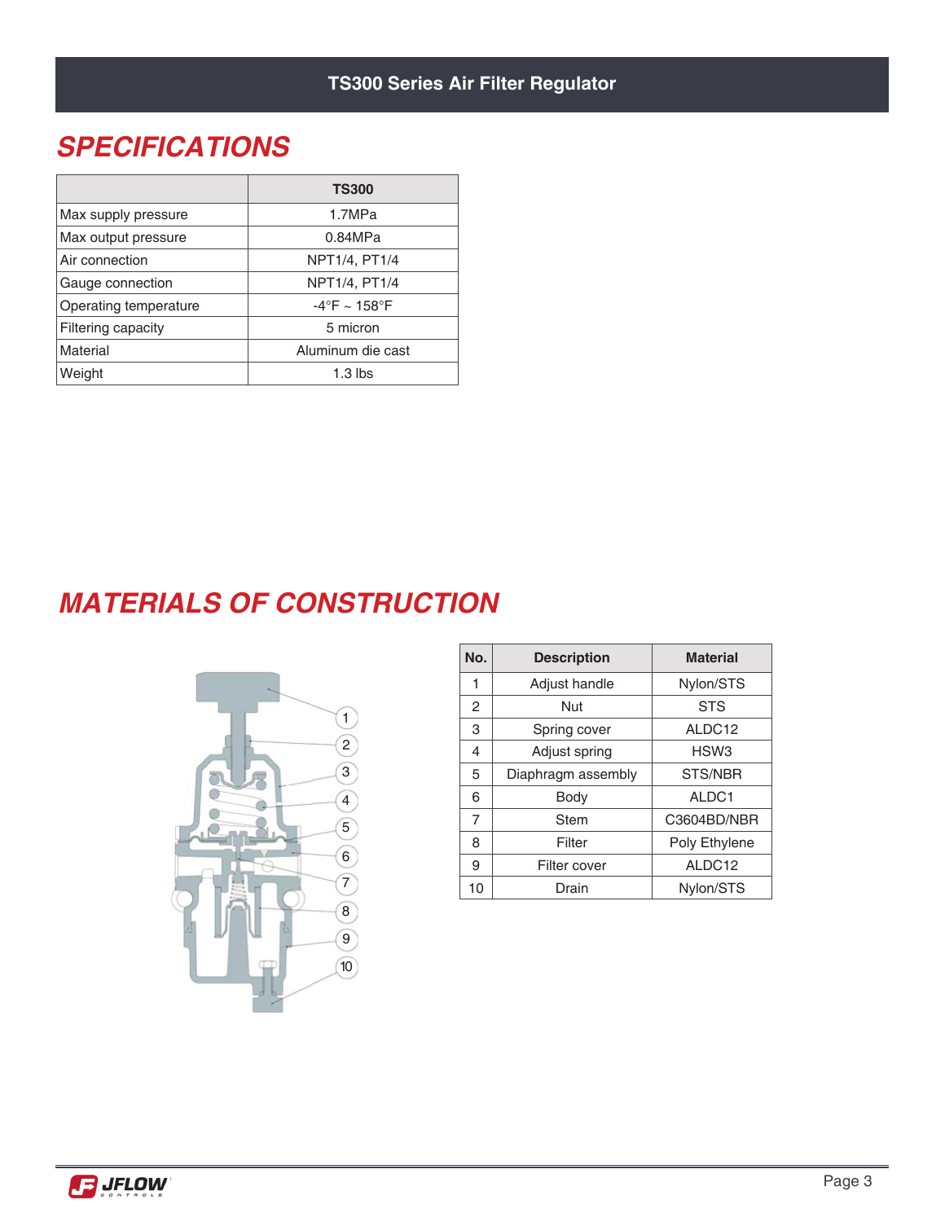# TS300 Series Air Filter Regulator

## SPECIFICATIONS

| | TS300 |
|---|---|
| Max supply pressure | 1.7MPa |
| Max output pressure | 0.84MPa |
| Air connection | NPT1/4, PT1/4 |
| Gauge connection | NPT1/4, PT1/4 |
| Operating temperature | -4°F ~ 158°F |
| Filtering capacity | 5 micron |
| Material | Aluminum die cast |
| Weight | 1.3 lbs |

## MATERIALS OF CONSTRUCTION

| No. | Description | Material |
|---|---|---|
| 1 | Adjust handle | Nylon/STS |
| 2 | Nut | STS |
| 3 | Spring cover | ALDC12 |
| 4 | Adjust spring | HSW3 |
| 5 | Diaphragm assembly | STS/NBR |
| 6 | Body | ALDC1 |
| 7 | Stem | C3604BD/NBR |
| 8 | Filter | Poly Ethylene |
| 9 | Filter cover | ALDC12 |
| 10 | Drain | Nylon/STS |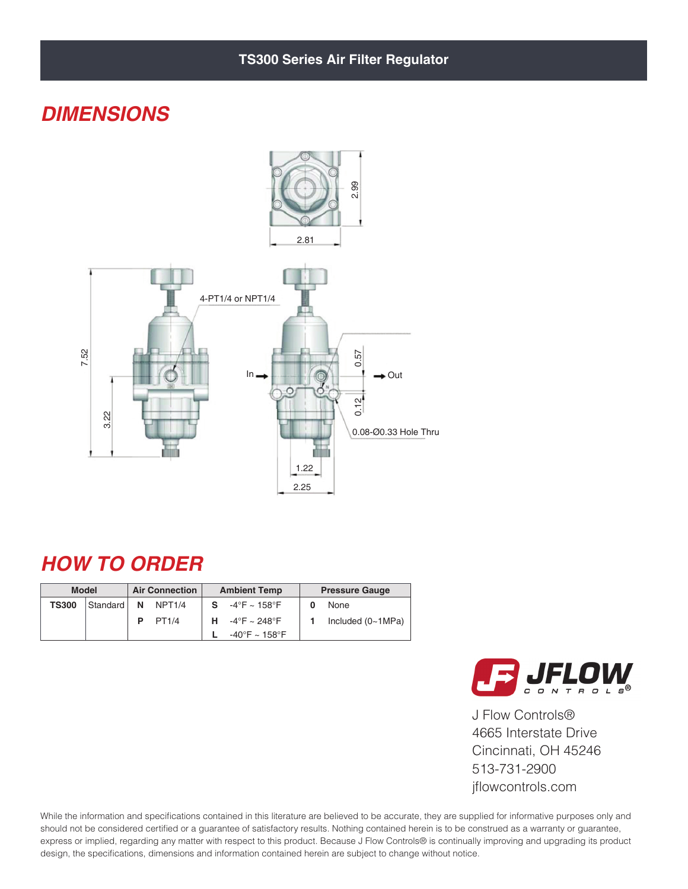## DIMENSIONS

2.99

2.81

7.52

3.22

4-PT1/4 or NPT1/4

In

Out

0.57

0.12

0.08-Ø0.33 Hole Thru

1.22

2.25

## HOW TO ORDER

| Model | | Air Connection | | Ambient Temp | | Pressure Gauge | |
|---|---|---|---|---|---|---|---|
| **TS300** | Standard | **N** | NPT1/4 | **S** | -4°F ~ 158°F | **0** | None |
| | | **P** | PT1/4 | **H** | -4°F ~ 248°F | **1** | Included (0~1MPa) |
| | | | | **L** | -40°F ~ 158°F | | |

J Flow Controls®
4665 Interstate Drive
Cincinnati, OH 45246
513-731-2900
jflowcontrols.com

While the information and specifications contained in this literature are believed to be accurate, they are supplied for informative purposes only and should not be considered certified or a guarantee of satisfactory results. Nothing contained herein is to be construed as a warranty or guarantee, express or implied, regarding any matter with respect to this product. Because J Flow Controls® is continually improving and upgrading its product design, the specifications, dimensions and information contained herein are subject to change without notice.